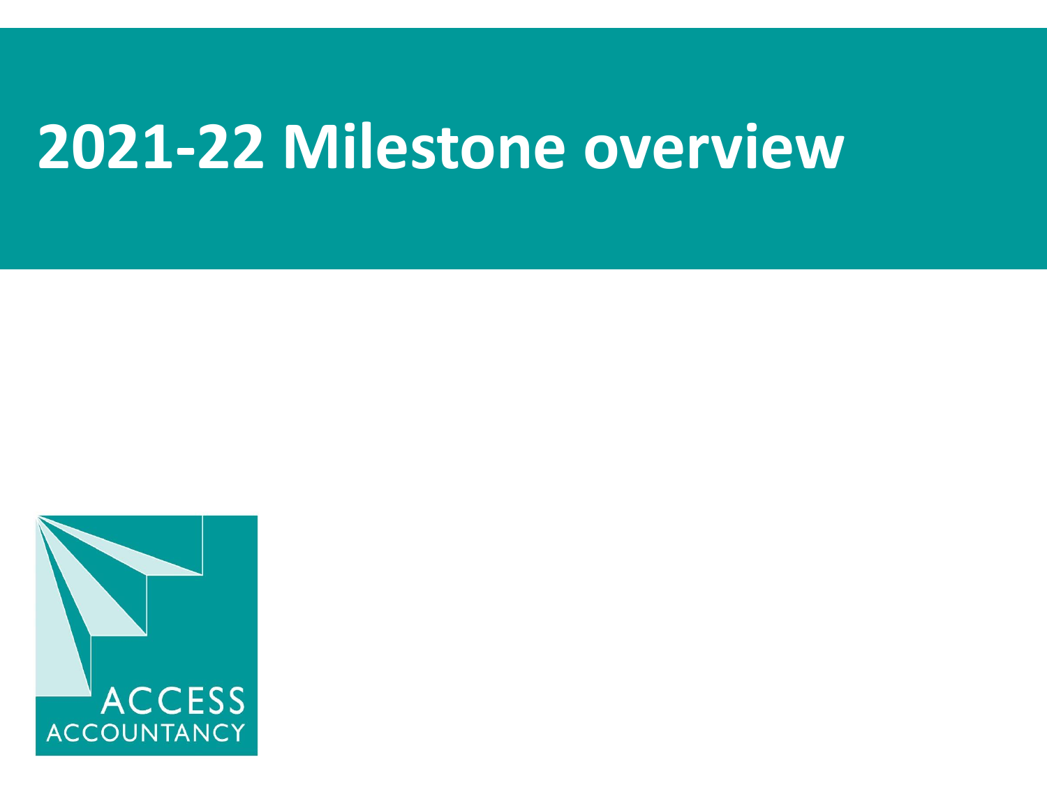# 2021-22 Milestone overview

ACCESS ACCOUNTANCY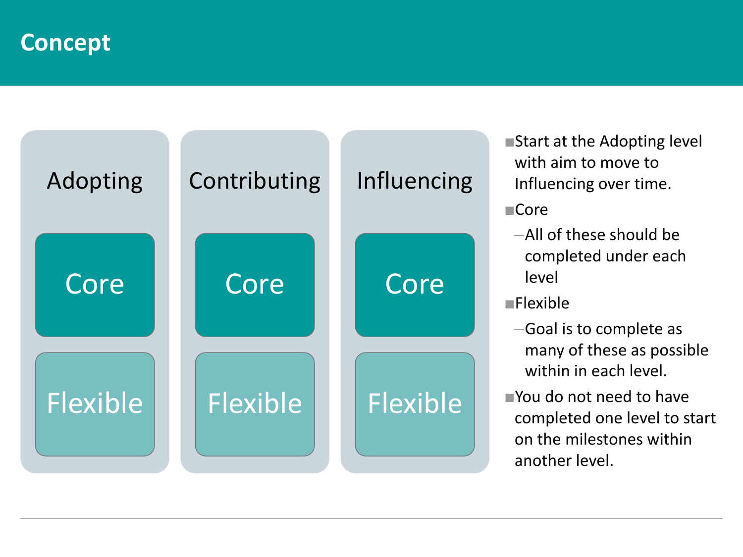# Concept

| Adopting | Contributing | Influencing |
| --- | --- | --- |
| Core | Core | Core |
| Flexible | Flexible | Flexible |

- Start at the Adopting level with aim to move to Influencing over time.
- Core
  - All of these should be completed under each level
- Flexible
  - Goal is to complete as many of these as possible within in each level.
- You do not need to have completed one level to start on the milestones within another level.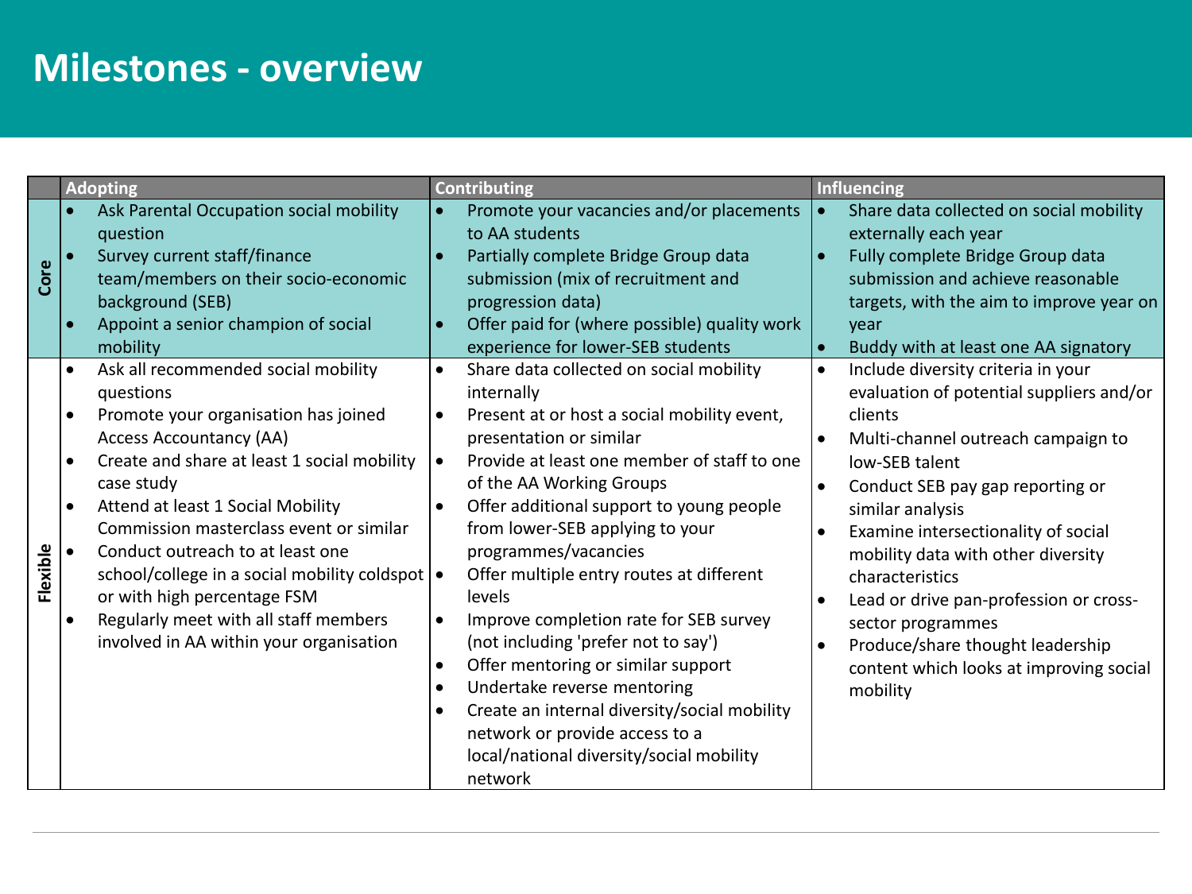# Milestones - overview

| | Adopting | Contributing | Influencing |
|---|---|---|---|
| **Core** | • Ask Parental Occupation social mobility question<br>• Survey current staff/finance team/members on their socio-economic background (SEB)<br>• Appoint a senior champion of social mobility | • Promote your vacancies and/or placements to AA students<br>• Partially complete Bridge Group data submission (mix of recruitment and progression data)<br>• Offer paid for (where possible) quality work experience for lower-SEB students | • Share data collected on social mobility externally each year<br>• Fully complete Bridge Group data submission and achieve reasonable targets, with the aim to improve year on year<br>• Buddy with at least one AA signatory |
| **Flexible** | • Ask all recommended social mobility questions<br>• Promote your organisation has joined Access Accountancy (AA)<br>• Create and share at least 1 social mobility case study<br>• Attend at least 1 Social Mobility Commission masterclass event or similar<br>• Conduct outreach to at least one school/college in a social mobility coldspot or with high percentage FSM<br>• Regularly meet with all staff members involved in AA within your organisation | • Share data collected on social mobility internally<br>• Present at or host a social mobility event, presentation or similar<br>• Provide at least one member of staff to one of the AA Working Groups<br>• Offer additional support to young people from lower-SEB applying to your programmes/vacancies<br>• Offer multiple entry routes at different levels<br>• Improve completion rate for SEB survey (not including 'prefer not to say')<br>• Offer mentoring or similar support<br>• Undertake reverse mentoring<br>• Create an internal diversity/social mobility network or provide access to a local/national diversity/social mobility network | • Include diversity criteria in your evaluation of potential suppliers and/or clients<br>• Multi-channel outreach campaign to low-SEB talent<br>• Conduct SEB pay gap reporting or similar analysis<br>• Examine intersectionality of social mobility data with other diversity characteristics<br>• Lead or drive pan-profession or cross-sector programmes<br>• Produce/share thought leadership content which looks at improving social mobility |